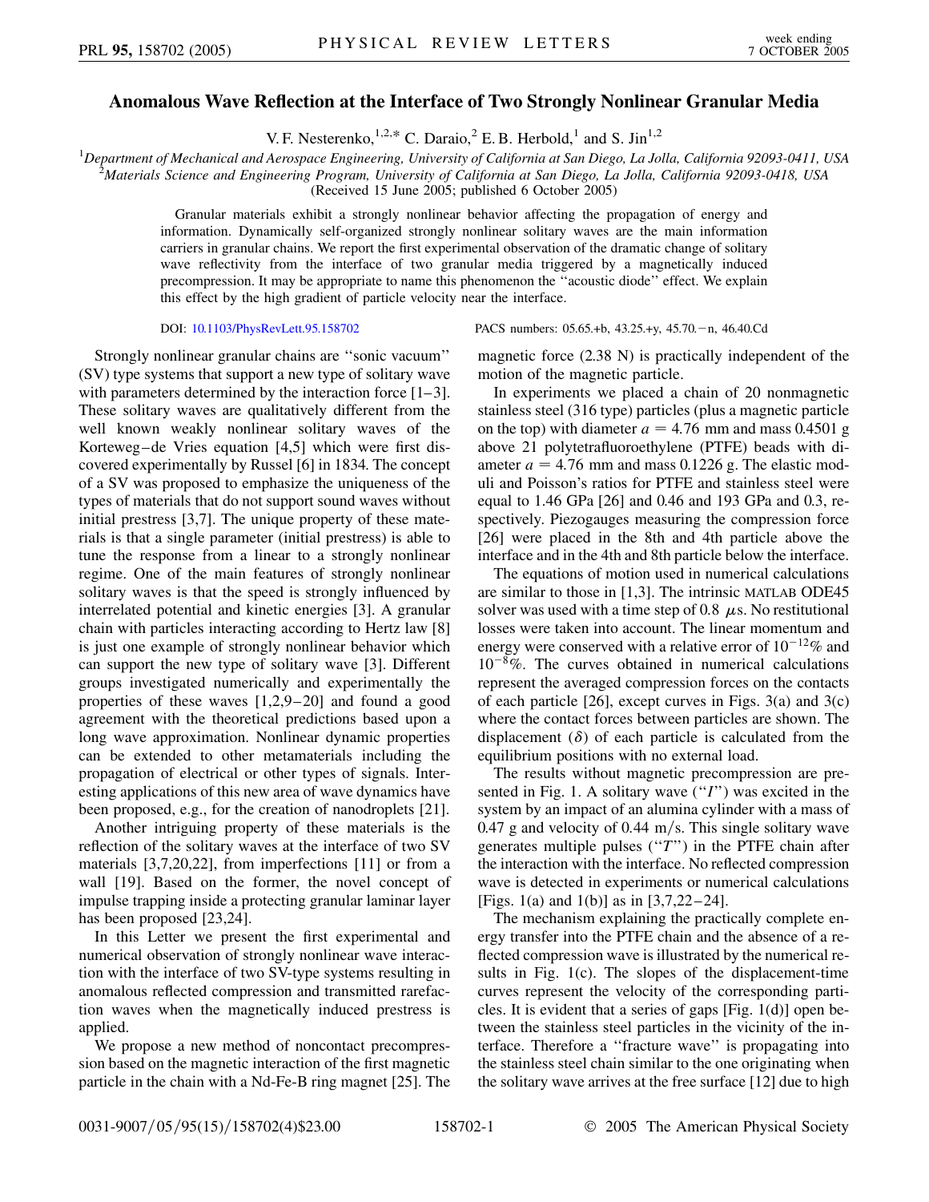# Anomalous Wave Reflection at the Interface of Two Strongly Nonlinear Granular Media

V. F. Nesterenko,[1,2,*] C. Daraio,[2] E. B. Herbold,[1] and S. Jin[1,2]

[1]*Department of Mechanical and Aerospace Engineering, University of California at San Diego, La Jolla, California 92093-0411, USA*
[2]*Materials Science and Engineering Program, University of California at San Diego, La Jolla, California 92093-0418, USA*
(Received 15 June 2005; published 6 October 2005)

Granular materials exhibit a strongly nonlinear behavior affecting the propagation of energy and information. Dynamically self-organized strongly nonlinear solitary waves are the main information carriers in granular chains. We report the first experimental observation of the dramatic change of solitary wave reflectivity from the interface of two granular media triggered by a magnetically induced precompression. It may be appropriate to name this phenomenon the "acoustic diode" effect. We explain this effect by the high gradient of particle velocity near the interface.

DOI: 10.1103/PhysRevLett.95.158702 PACS numbers: 05.65.+b, 43.25.+y, 45.70.−n, 46.40.Cd

Strongly nonlinear granular chains are "sonic vacuum" (SV) type systems that support a new type of solitary wave with parameters determined by the interaction force [1–3]. These solitary waves are qualitatively different from the well known weakly nonlinear solitary waves of the Korteweg–de Vries equation [4,5] which were first discovered experimentally by Russel [6] in 1834. The concept of a SV was proposed to emphasize the uniqueness of the types of materials that do not support sound waves without initial prestress [3,7]. The unique property of these materials is that a single parameter (initial prestress) is able to tune the response from a linear to a strongly nonlinear regime. One of the main features of strongly nonlinear solitary waves is that the speed is strongly influenced by interrelated potential and kinetic energies [3]. A granular chain with particles interacting according to Hertz law [8] is just one example of strongly nonlinear behavior which can support the new type of solitary wave [3]. Different groups investigated numerically and experimentally the properties of these waves [1,2,9–20] and found a good agreement with the theoretical predictions based upon a long wave approximation. Nonlinear dynamic properties can be extended to other metamaterials including the propagation of electrical or other types of signals. Interesting applications of this new area of wave dynamics have been proposed, e.g., for the creation of nanodroplets [21].

Another intriguing property of these materials is the reflection of the solitary waves at the interface of two SV materials [3,7,20,22], from imperfections [11] or from a wall [19]. Based on the former, the novel concept of impulse trapping inside a protecting granular laminar layer has been proposed [23,24].

In this Letter we present the first experimental and numerical observation of strongly nonlinear wave interaction with the interface of two SV-type systems resulting in anomalous reflected compression and transmitted rarefaction waves when the magnetically induced prestress is applied.

We propose a new method of noncontact precompression based on the magnetic interaction of the first magnetic particle in the chain with a Nd-Fe-B ring magnet [25]. The magnetic force (2.38 N) is practically independent of the motion of the magnetic particle.

In experiments we placed a chain of 20 nonmagnetic stainless steel (316 type) particles (plus a magnetic particle on the top) with diameter $a = 4.76$ mm and mass 0.4501 g above 21 polytetrafluoroethylene (PTFE) beads with diameter $a = 4.76$ mm and mass 0.1226 g. The elastic moduli and Poisson's ratios for PTFE and stainless steel were equal to 1.46 GPa [26] and 0.46 and 193 GPa and 0.3, respectively. Piezogauges measuring the compression force [26] were placed in the 8th and 4th particle above the interface and in the 4th and 8th particle below the interface.

The equations of motion used in numerical calculations are similar to those in [1,3]. The intrinsic MATLAB ODE45 solver was used with a time step of 0.8 $\mu$s. No restitutional losses were taken into account. The linear momentum and energy were conserved with a relative error of $10^{-12}\%$ and $10^{-8}\%$. The curves obtained in numerical calculations represent the averaged compression forces on the contacts of each particle [26], except curves in Figs. 3(a) and 3(c) where the contact forces between particles are shown. The displacement ($\delta$) of each particle is calculated from the equilibrium positions with no external load.

The results without magnetic precompression are presented in Fig. 1. A solitary wave ("*I*") was excited in the system by an impact of an alumina cylinder with a mass of 0.47 g and velocity of 0.44 m/s. This single solitary wave generates multiple pulses ("*T*") in the PTFE chain after the interaction with the interface. No reflected compression wave is detected in experiments or numerical calculations [Figs. 1(a) and 1(b)] as in [3,7,22–24].

The mechanism explaining the practically complete energy transfer into the PTFE chain and the absence of a reflected compression wave is illustrated by the numerical results in Fig. 1(c). The slopes of the displacement-time curves represent the velocity of the corresponding particles. It is evident that a series of gaps [Fig. 1(d)] open between the stainless steel particles in the vicinity of the interface. Therefore a "fracture wave" is propagating into the stainless steel chain similar to the one originating when the solitary wave arrives at the free surface [12] due to high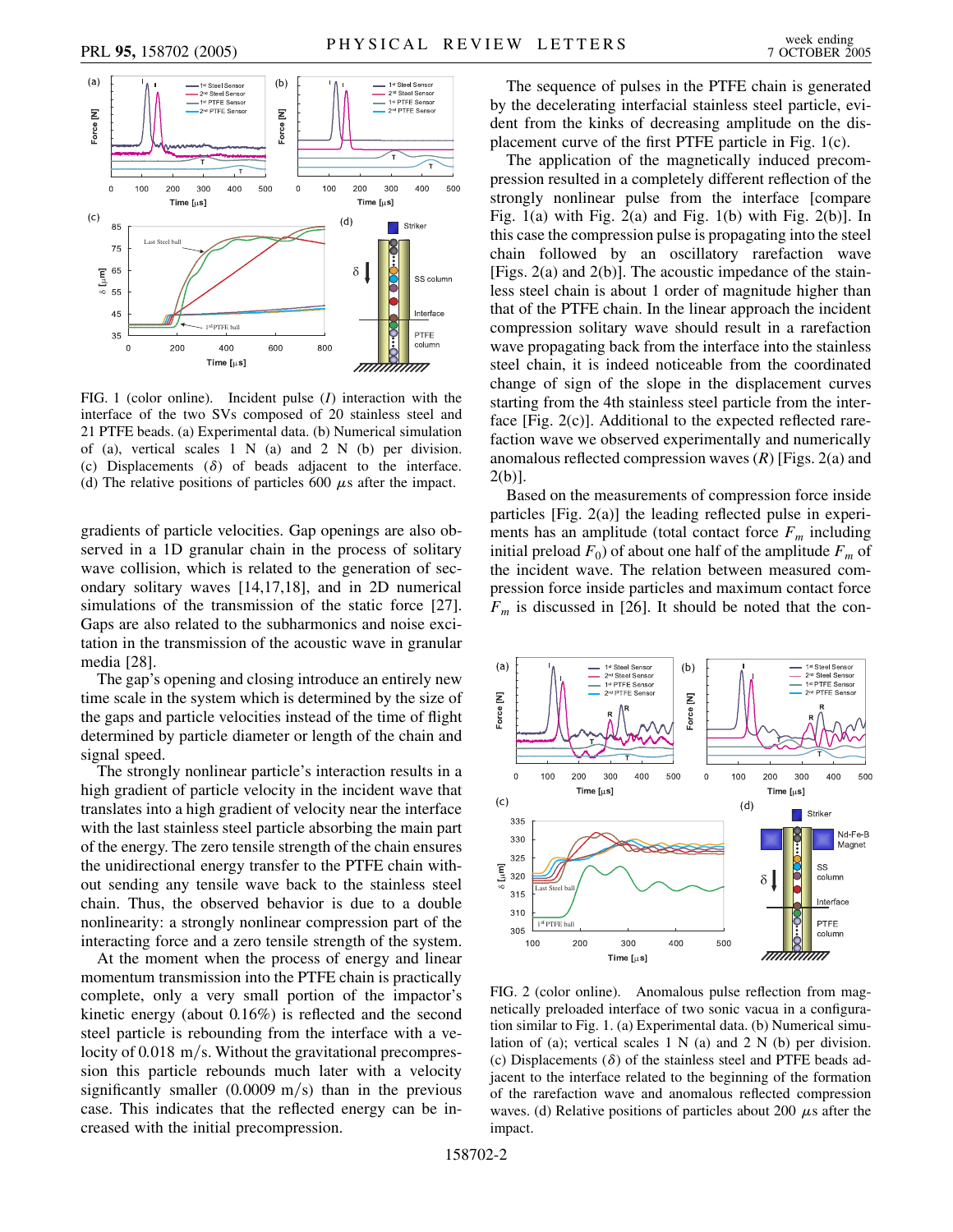FIG. 1 (color online). Incident pulse ($I$) interaction with the interface of the two SVs composed of 20 stainless steel and 21 PTFE beads. (a) Experimental data. (b) Numerical simulation of (a), vertical scales 1 N (a) and 2 N (b) per division. (c) Displacements ($\delta$) of beads adjacent to the interface. (d) The relative positions of particles 600 $\mu$s after the impact.

gradients of particle velocities. Gap openings are also observed in a 1D granular chain in the process of solitary wave collision, which is related to the generation of secondary solitary waves [14,17,18], and in 2D numerical simulations of the transmission of the static force [27]. Gaps are also related to the subharmonics and noise excitation in the transmission of the acoustic wave in granular media [28].

The gap's opening and closing introduce an entirely new time scale in the system which is determined by the size of the gaps and particle velocities instead of the time of flight determined by particle diameter or length of the chain and signal speed.

The strongly nonlinear particle's interaction results in a high gradient of particle velocity in the incident wave that translates into a high gradient of velocity near the interface with the last stainless steel particle absorbing the main part of the energy. The zero tensile strength of the chain ensures the unidirectional energy transfer to the PTFE chain without sending any tensile wave back to the stainless steel chain. Thus, the observed behavior is due to a double nonlinearity: a strongly nonlinear compression part of the interacting force and a zero tensile strength of the system.

At the moment when the process of energy and linear momentum transmission into the PTFE chain is practically complete, only a very small portion of the impactor's kinetic energy (about 0.16%) is reflected and the second steel particle is rebounding from the interface with a velocity of 0.018 m/s. Without the gravitational precompression this particle rebounds much later with a velocity significantly smaller (0.0009 m/s) than in the previous case. This indicates that the reflected energy can be increased with the initial precompression.

The sequence of pulses in the PTFE chain is generated by the decelerating interfacial stainless steel particle, evident from the kinks of decreasing amplitude on the displacement curve of the first PTFE particle in Fig. 1(c).

The application of the magnetically induced precompression resulted in a completely different reflection of the strongly nonlinear pulse from the interface [compare Fig. 1(a) with Fig. 2(a) and Fig. 1(b) with Fig. 2(b)]. In this case the compression pulse is propagating into the steel chain followed by an oscillatory rarefaction wave [Figs. 2(a) and 2(b)]. The acoustic impedance of the stainless steel chain is about 1 order of magnitude higher than that of the PTFE chain. In the linear approach the incident compression solitary wave should result in a rarefaction wave propagating back from the interface into the stainless steel chain, it is indeed noticeable from the coordinated change of sign of the slope in the displacement curves starting from the 4th stainless steel particle from the interface [Fig. 2(c)]. Additional to the expected reflected rarefaction wave we observed experimentally and numerically anomalous reflected compression waves ($R$) [Figs. 2(a) and 2(b)].

Based on the measurements of compression force inside particles [Fig. 2(a)] the leading reflected pulse in experiments has an amplitude (total contact force $F_m$ including initial preload $F_0$) of about one half of the amplitude $F_m$ of the incident wave. The relation between measured compression force inside particles and maximum contact force $F_m$ is discussed in [26]. It should be noted that the con-

FIG. 2 (color online). Anomalous pulse reflection from magnetically preloaded interface of two sonic vacua in a configuration similar to Fig. 1. (a) Experimental data. (b) Numerical simulation of (a); vertical scales 1 N (a) and 2 N (b) per division. (c) Displacements ($\delta$) of the stainless steel and PTFE beads adjacent to the interface related to the beginning of the formation of the rarefaction wave and anomalous reflected compression waves. (d) Relative positions of particles about 200 $\mu$s after the impact.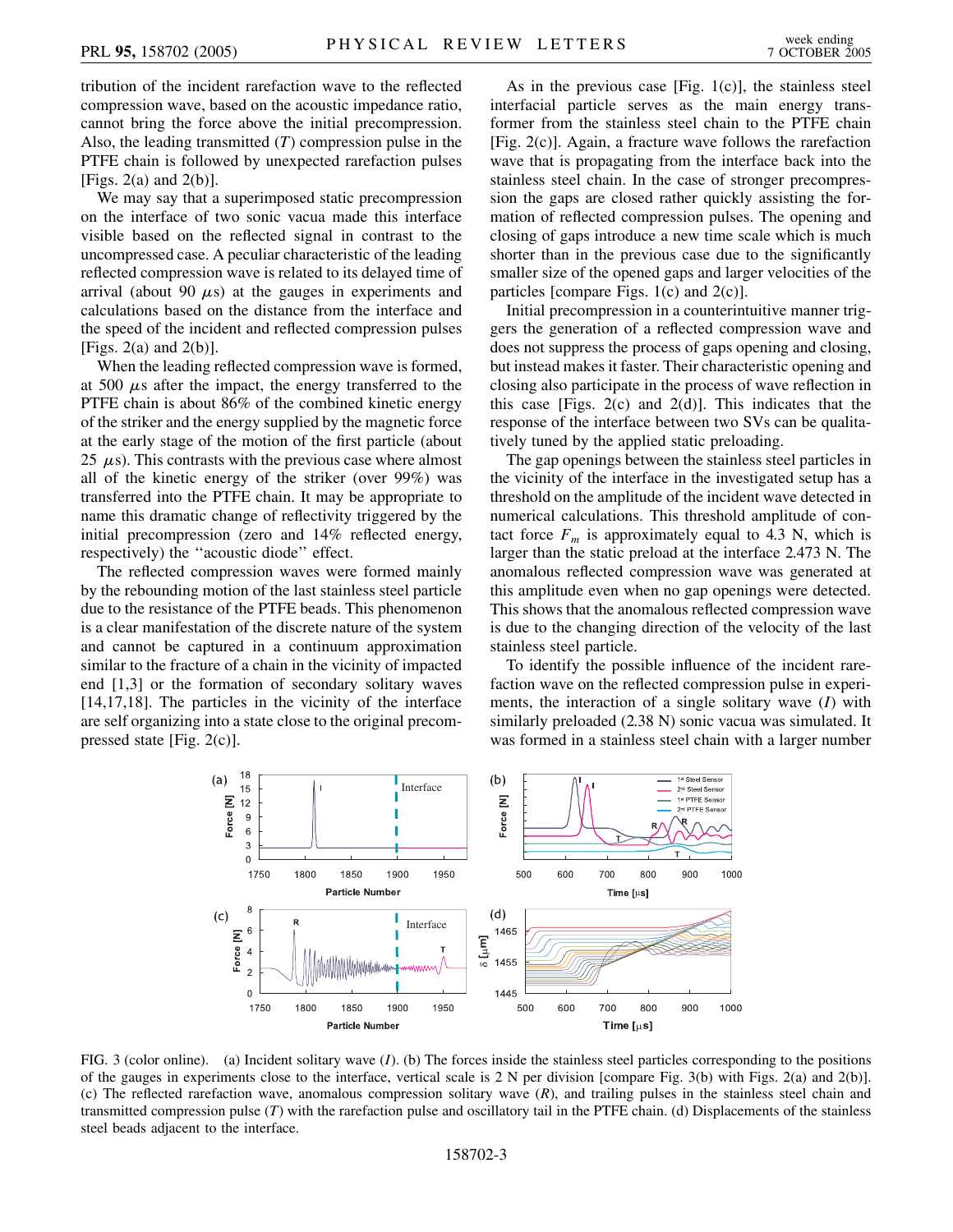tribution of the incident rarefaction wave to the reflected compression wave, based on the acoustic impedance ratio, cannot bring the force above the initial precompression. Also, the leading transmitted ($T$) compression pulse in the PTFE chain is followed by unexpected rarefaction pulses [Figs. 2(a) and 2(b)].

We may say that a superimposed static precompression on the interface of two sonic vacua made this interface visible based on the reflected signal in contrast to the uncompressed case. A peculiar characteristic of the leading reflected compression wave is related to its delayed time of arrival (about 90 $\mu$s) at the gauges in experiments and calculations based on the distance from the interface and the speed of the incident and reflected compression pulses [Figs. 2(a) and 2(b)].

When the leading reflected compression wave is formed, at 500 $\mu$s after the impact, the energy transferred to the PTFE chain is about 86% of the combined kinetic energy of the striker and the energy supplied by the magnetic force at the early stage of the motion of the first particle (about 25 $\mu$s). This contrasts with the previous case where almost all of the kinetic energy of the striker (over 99%) was transferred into the PTFE chain. It may be appropriate to name this dramatic change of reflectivity triggered by the initial precompression (zero and 14% reflected energy, respectively) the "acoustic diode" effect.

The reflected compression waves were formed mainly by the rebounding motion of the last stainless steel particle due to the resistance of the PTFE beads. This phenomenon is a clear manifestation of the discrete nature of the system and cannot be captured in a continuum approximation similar to the fracture of a chain in the vicinity of impacted end [1,3] or the formation of secondary solitary waves [14,17,18]. The particles in the vicinity of the interface are self organizing into a state close to the original precompressed state [Fig. 2(c)].

As in the previous case [Fig. 1(c)], the stainless steel interfacial particle serves as the main energy transformer from the stainless steel chain to the PTFE chain [Fig. 2(c)]. Again, a fracture wave follows the rarefaction wave that is propagating from the interface back into the stainless steel chain. In the case of stronger precompression the gaps are closed rather quickly assisting the formation of reflected compression pulses. The opening and closing of gaps introduce a new time scale which is much shorter than in the previous case due to the significantly smaller size of the opened gaps and larger velocities of the particles [compare Figs. 1(c) and 2(c)].

Initial precompression in a counterintuitive manner triggers the generation of a reflected compression wave and does not suppress the process of gaps opening and closing, but instead makes it faster. Their characteristic opening and closing also participate in the process of wave reflection in this case [Figs. 2(c) and 2(d)]. This indicates that the response of the interface between two SVs can be qualitatively tuned by the applied static preloading.

The gap openings between the stainless steel particles in the vicinity of the interface in the investigated setup has a threshold on the amplitude of the incident wave detected in numerical calculations. This threshold amplitude of contact force $F_m$ is approximately equal to 4.3 N, which is larger than the static preload at the interface 2.473 N. The anomalous reflected compression wave was generated at this amplitude even when no gap openings were detected. This shows that the anomalous reflected compression wave is due to the changing direction of the velocity of the last stainless steel particle.

To identify the possible influence of the incident rarefaction wave on the reflected compression pulse in experiments, the interaction of a single solitary wave ($I$) with similarly preloaded (2.38 N) sonic vacua was simulated. It was formed in a stainless steel chain with a larger number

FIG. 3 (color online). (a) Incident solitary wave ($I$). (b) The forces inside the stainless steel particles corresponding to the positions of the gauges in experiments close to the interface, vertical scale is 2 N per division [compare Fig. 3(b) with Figs. 2(a) and 2(b)]. (c) The reflected rarefaction wave, anomalous compression solitary wave ($R$), and trailing pulses in the stainless steel chain and transmitted compression pulse ($T$) with the rarefaction pulse and oscillatory tail in the PTFE chain. (d) Displacements of the stainless steel beads adjacent to the interface.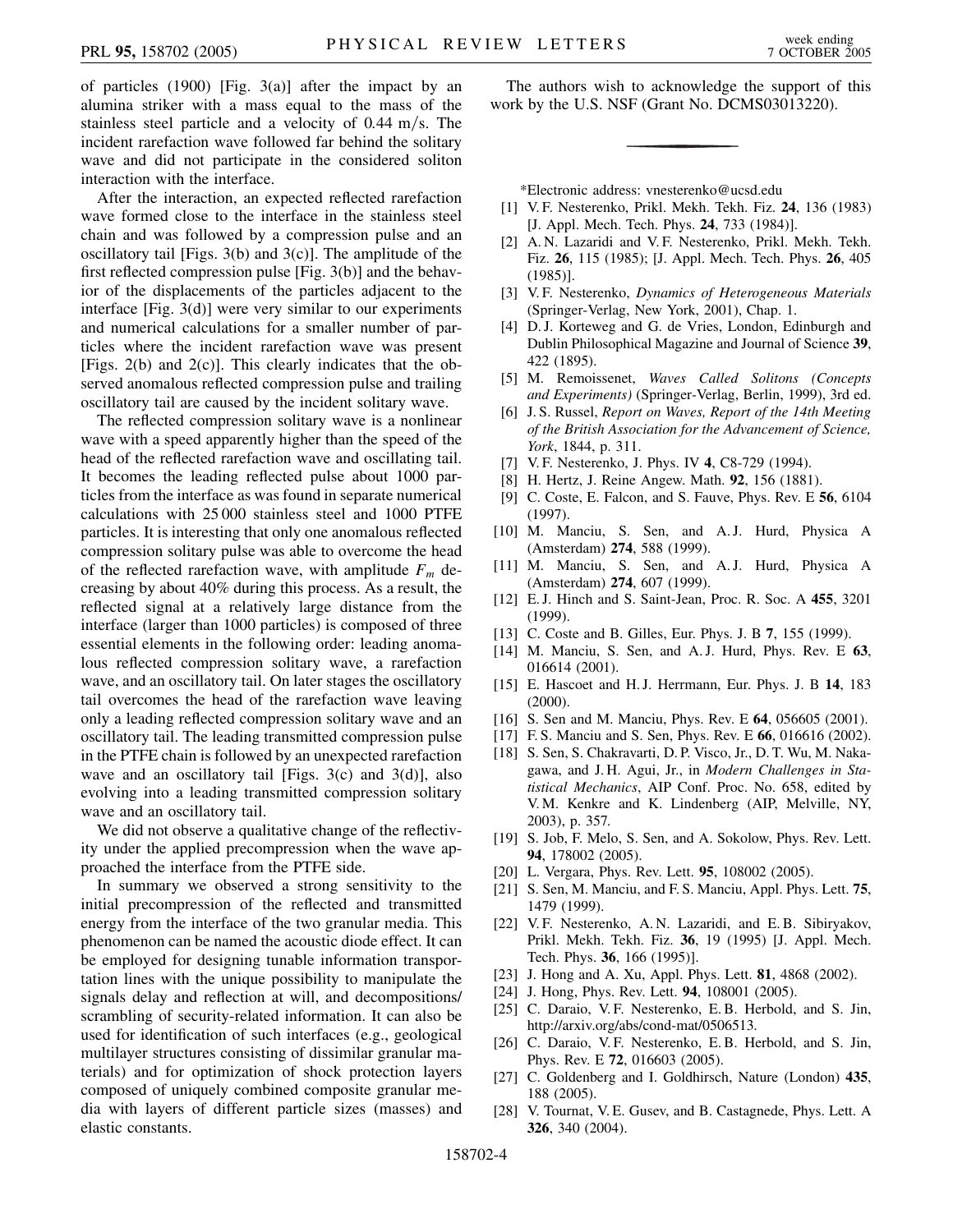of particles (1900) [Fig. 3(a)] after the impact by an alumina striker with a mass equal to the mass of the stainless steel particle and a velocity of 0.44 m/s. The incident rarefaction wave followed far behind the solitary wave and did not participate in the considered soliton interaction with the interface.

After the interaction, an expected reflected rarefaction wave formed close to the interface in the stainless steel chain and was followed by a compression pulse and an oscillatory tail [Figs. 3(b) and 3(c)]. The amplitude of the first reflected compression pulse [Fig. 3(b)] and the behavior of the displacements of the particles adjacent to the interface [Fig. 3(d)] were very similar to our experiments and numerical calculations for a smaller number of particles where the incident rarefaction wave was present [Figs. 2(b) and 2(c)]. This clearly indicates that the observed anomalous reflected compression pulse and trailing oscillatory tail are caused by the incident solitary wave.

The reflected compression solitary wave is a nonlinear wave with a speed apparently higher than the speed of the head of the reflected rarefaction wave and oscillating tail. It becomes the leading reflected pulse about 1000 particles from the interface as was found in separate numerical calculations with 25 000 stainless steel and 1000 PTFE particles. It is interesting that only one anomalous reflected compression solitary pulse was able to overcome the head of the reflected rarefaction wave, with amplitude $F_m$ decreasing by about 40% during this process. As a result, the reflected signal at a relatively large distance from the interface (larger than 1000 particles) is composed of three essential elements in the following order: leading anomalous reflected compression solitary wave, a rarefaction wave, and an oscillatory tail. On later stages the oscillatory tail overcomes the head of the rarefaction wave leaving only a leading reflected compression solitary wave and an oscillatory tail. The leading transmitted compression pulse in the PTFE chain is followed by an unexpected rarefaction wave and an oscillatory tail [Figs. 3(c) and 3(d)], also evolving into a leading transmitted compression solitary wave and an oscillatory tail.

We did not observe a qualitative change of the reflectivity under the applied precompression when the wave approached the interface from the PTFE side.

In summary we observed a strong sensitivity to the initial precompression of the reflected and transmitted energy from the interface of the two granular media. This phenomenon can be named the acoustic diode effect. It can be employed for designing tunable information transportation lines with the unique possibility to manipulate the signals delay and reflection at will, and decompositions/scrambling of security-related information. It can also be used for identification of such interfaces (e.g., geological multilayer structures consisting of dissimilar granular materials) and for optimization of shock protection layers composed of uniquely combined composite granular media with layers of different particle sizes (masses) and elastic constants.

The authors wish to acknowledge the support of this work by the U.S. NSF (Grant No. DCMS03013220).

*Electronic address: vnesterenko@ucsd.edu

[1] V. F. Nesterenko, Prikl. Mekh. Tekh. Fiz. **24**, 136 (1983) [J. Appl. Mech. Tech. Phys. **24**, 733 (1984)].

[2] A. N. Lazaridi and V. F. Nesterenko, Prikl. Mekh. Tekh. Fiz. **26**, 115 (1985); [J. Appl. Mech. Tech. Phys. **26**, 405 (1985)].

[3] V. F. Nesterenko, *Dynamics of Heterogeneous Materials* (Springer-Verlag, New York, 2001), Chap. 1.

[4] D. J. Korteweg and G. de Vries, London, Edinburgh and Dublin Philosophical Magazine and Journal of Science **39**, 422 (1895).

[5] M. Remoissenet, *Waves Called Solitons (Concepts and Experiments)* (Springer-Verlag, Berlin, 1999), 3rd ed.

[6] J. S. Russel, *Report on Waves, Report of the 14th Meeting of the British Association for the Advancement of Science, York*, 1844, p. 311.

[7] V. F. Nesterenko, J. Phys. IV **4**, C8-729 (1994).

[8] H. Hertz, J. Reine Angew. Math. **92**, 156 (1881).

[9] C. Coste, E. Falcon, and S. Fauve, Phys. Rev. E **56**, 6104 (1997).

[10] M. Manciu, S. Sen, and A. J. Hurd, Physica A (Amsterdam) **274**, 588 (1999).

[11] M. Manciu, S. Sen, and A. J. Hurd, Physica A (Amsterdam) **274**, 607 (1999).

[12] E. J. Hinch and S. Saint-Jean, Proc. R. Soc. A **455**, 3201 (1999).

[13] C. Coste and B. Gilles, Eur. Phys. J. B **7**, 155 (1999).

[14] M. Manciu, S. Sen, and A. J. Hurd, Phys. Rev. E **63**, 016614 (2001).

[15] E. Hascoet and H. J. Herrmann, Eur. Phys. J. B **14**, 183 (2000).

[16] S. Sen and M. Manciu, Phys. Rev. E **64**, 056605 (2001).

[17] F. S. Manciu and S. Sen, Phys. Rev. E **66**, 016616 (2002).

[18] S. Sen, S. Chakravarti, D. P. Visco, Jr., D. T. Wu, M. Nakagawa, and J. H. Agui, Jr., in *Modern Challenges in Statistical Mechanics*, AIP Conf. Proc. No. 658, edited by V. M. Kenkre and K. Lindenberg (AIP, Melville, NY, 2003), p. 357.

[19] S. Job, F. Melo, S. Sen, and A. Sokolow, Phys. Rev. Lett. **94**, 178002 (2005).

[20] L. Vergara, Phys. Rev. Lett. **95**, 108002 (2005).

[21] S. Sen, M. Manciu, and F. S. Manciu, Appl. Phys. Lett. **75**, 1479 (1999).

[22] V. F. Nesterenko, A. N. Lazaridi, and E. B. Sibiryakov, Prikl. Mekh. Tekh. Fiz. **36**, 19 (1995) [J. Appl. Mech. Tech. Phys. **36**, 166 (1995)].

[23] J. Hong and A. Xu, Appl. Phys. Lett. **81**, 4868 (2002).

[24] J. Hong, Phys. Rev. Lett. **94**, 108001 (2005).

[25] C. Daraio, V. F. Nesterenko, E. B. Herbold, and S. Jin, http://arxiv.org/abs/cond-mat/0506513.

[26] C. Daraio, V. F. Nesterenko, E. B. Herbold, and S. Jin, Phys. Rev. E **72**, 016603 (2005).

[27] C. Goldenberg and I. Goldhirsch, Nature (London) **435**, 188 (2005).

[28] V. Tournat, V. E. Gusev, and B. Castagnede, Phys. Lett. A **326**, 340 (2004).